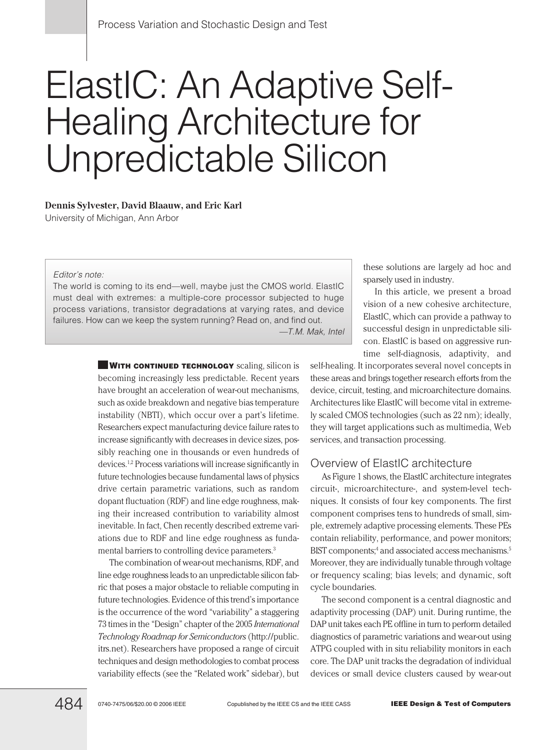# ElastIC: An Adaptive Self-Healing Architecture for Unpredictable Silicon

**Dennis Sylvester, David Blaauw, and Eric Karl**
University of Michigan, Ann Arbor

*Editor's note:*
The world is coming to its end—well, maybe just the CMOS world. ElastIC must deal with extremes: a multiple-core processor subjected to huge process variations, transistor degradations at varying rates, and device failures. How can we keep the system running? Read on, and find out.

—*T.M. Mak, Intel*

**WITH CONTINUED TECHNOLOGY** scaling, silicon is becoming increasingly less predictable. Recent years have brought an acceleration of wear-out mechanisms, such as oxide breakdown and negative bias temperature instability (NBTI), which occur over a part's lifetime. Researchers expect manufacturing device failure rates to increase significantly with decreases in device sizes, possibly reaching one in thousands or even hundreds of devices.[1,2] Process variations will increase significantly in future technologies because fundamental laws of physics drive certain parametric variations, such as random dopant fluctuation (RDF) and line edge roughness, making their increased contribution to variability almost inevitable. In fact, Chen recently described extreme variations due to RDF and line edge roughness as fundamental barriers to controlling device parameters.[3]

The combination of wear-out mechanisms, RDF, and line edge roughness leads to an unpredictable silicon fabric that poses a major obstacle to reliable computing in future technologies. Evidence of this trend's importance is the occurrence of the word "variability" a staggering 73 times in the "Design" chapter of the 2005 *International Technology Roadmap for Semiconductors* (http://public.itrs.net). Researchers have proposed a range of circuit techniques and design methodologies to combat process variability effects (see the "Related work" sidebar), but these solutions are largely ad hoc and sparsely used in industry.

In this article, we present a broad vision of a new cohesive architecture, ElastIC, which can provide a pathway to successful design in unpredictable silicon. ElastIC is based on aggressive runtime self-diagnosis, adaptivity, and self-healing. It incorporates several novel concepts in these areas and brings together research efforts from the device, circuit, testing, and microarchitecture domains. Architectures like ElastIC will become vital in extremely scaled CMOS technologies (such as 22 nm); ideally, they will target applications such as multimedia, Web services, and transaction processing.

## Overview of ElastIC architecture

As Figure 1 shows, the ElastIC architecture integrates circuit-, microarchitecture-, and system-level techniques. It consists of four key components. The first component comprises tens to hundreds of small, simple, extremely adaptive processing elements. These PEs contain reliability, performance, and power monitors; BIST components;[4] and associated access mechanisms.[5] Moreover, they are individually tunable through voltage or frequency scaling; bias levels; and dynamic, soft cycle boundaries.

The second component is a central diagnostic and adaptivity processing (DAP) unit. During runtime, the DAP unit takes each PE offline in turn to perform detailed diagnostics of parametric variations and wear-out using ATPG coupled with in situ reliability monitors in each core. The DAP unit tracks the degradation of individual devices or small device clusters caused by wear-out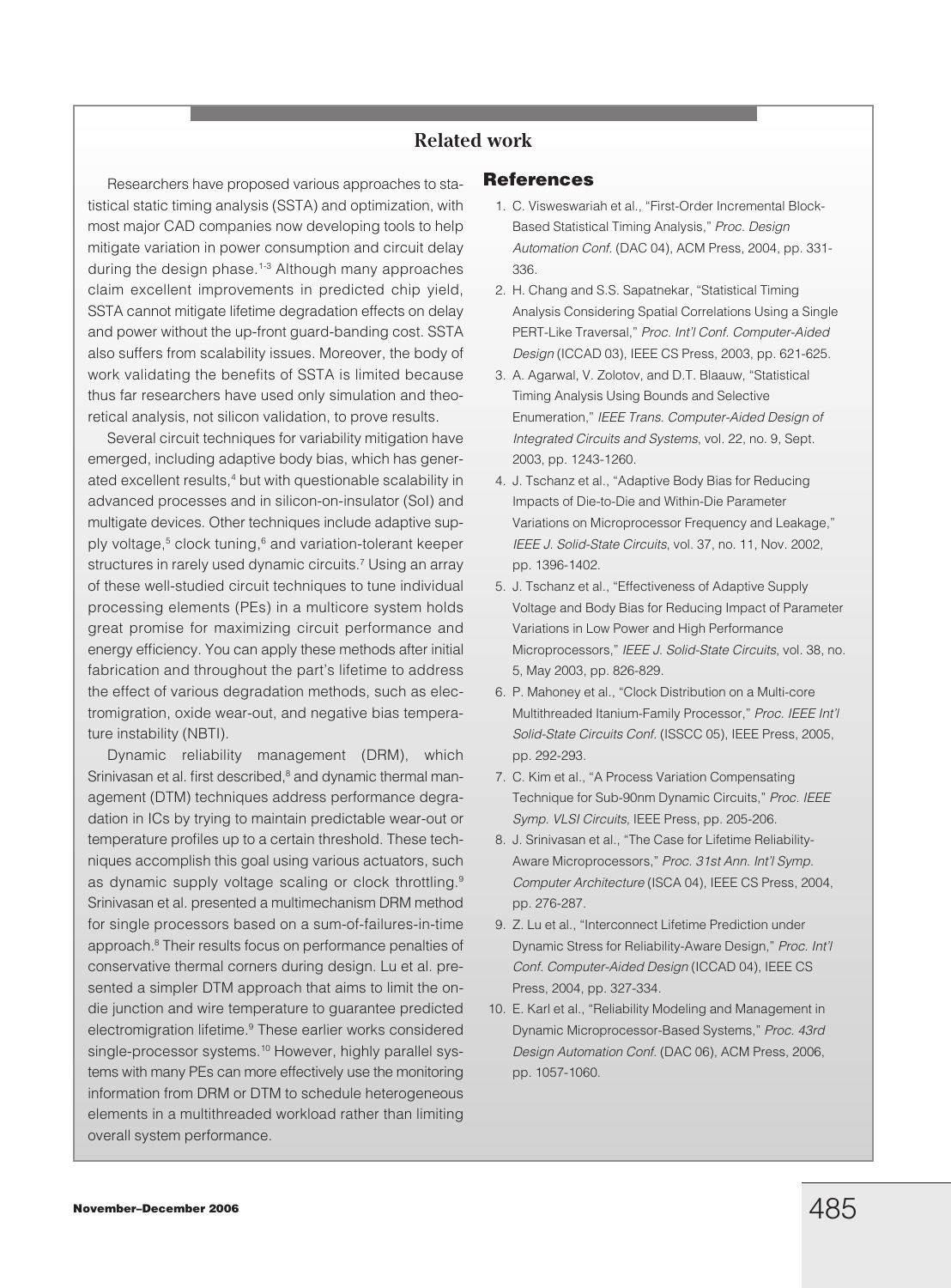## Related work

Researchers have proposed various approaches to statistical static timing analysis (SSTA) and optimization, with most major CAD companies now developing tools to help mitigate variation in power consumption and circuit delay during the design phase.[1-3] Although many approaches claim excellent improvements in predicted chip yield, SSTA cannot mitigate lifetime degradation effects on delay and power without the up-front guard-banding cost. SSTA also suffers from scalability issues. Moreover, the body of work validating the benefits of SSTA is limited because thus far researchers have used only simulation and theoretical analysis, not silicon validation, to prove results.

Several circuit techniques for variability mitigation have emerged, including adaptive body bias, which has generated excellent results,[4] but with questionable scalability in advanced processes and in silicon-on-insulator (SoI) and multigate devices. Other techniques include adaptive supply voltage,[5] clock tuning,[6] and variation-tolerant keeper structures in rarely used dynamic circuits.[7] Using an array of these well-studied circuit techniques to tune individual processing elements (PEs) in a multicore system holds great promise for maximizing circuit performance and energy efficiency. You can apply these methods after initial fabrication and throughout the part's lifetime to address the effect of various degradation methods, such as electromigration, oxide wear-out, and negative bias temperature instability (NBTI).

Dynamic reliability management (DRM), which Srinivasan et al. first described,[8] and dynamic thermal management (DTM) techniques address performance degradation in ICs by trying to maintain predictable wear-out or temperature profiles up to a certain threshold. These techniques accomplish this goal using various actuators, such as dynamic supply voltage scaling or clock throttling.[9] Srinivasan et al. presented a multimechanism DRM method for single processors based on a sum-of-failures-in-time approach.[8] Their results focus on performance penalties of conservative thermal corners during design. Lu et al. presented a simpler DTM approach that aims to limit the on-die junction and wire temperature to guarantee predicted electromigration lifetime.[9] These earlier works considered single-processor systems.[10] However, highly parallel systems with many PEs can more effectively use the monitoring information from DRM or DTM to schedule heterogeneous elements in a multithreaded workload rather than limiting overall system performance.

### References

1. C. Visweswariah et al., "First-Order Incremental Block-Based Statistical Timing Analysis," *Proc. Design Automation Conf.* (DAC 04), ACM Press, 2004, pp. 331-336.
2. H. Chang and S.S. Sapatnekar, "Statistical Timing Analysis Considering Spatial Correlations Using a Single PERT-Like Traversal," *Proc. Int'l Conf. Computer-Aided Design* (ICCAD 03), IEEE CS Press, 2003, pp. 621-625.
3. A. Agarwal, V. Zolotov, and D.T. Blaauw, "Statistical Timing Analysis Using Bounds and Selective Enumeration," *IEEE Trans. Computer-Aided Design of Integrated Circuits and Systems*, vol. 22, no. 9, Sept. 2003, pp. 1243-1260.
4. J. Tschanz et al., "Adaptive Body Bias for Reducing Impacts of Die-to-Die and Within-Die Parameter Variations on Microprocessor Frequency and Leakage," *IEEE J. Solid-State Circuits*, vol. 37, no. 11, Nov. 2002, pp. 1396-1402.
5. J. Tschanz et al., "Effectiveness of Adaptive Supply Voltage and Body Bias for Reducing Impact of Parameter Variations in Low Power and High Performance Microprocessors," *IEEE J. Solid-State Circuits*, vol. 38, no. 5, May 2003, pp. 826-829.
6. P. Mahoney et al., "Clock Distribution on a Multi-core Multithreaded Itanium-Family Processor," *Proc. IEEE Int'l Solid-State Circuits Conf.* (ISSCC 05), IEEE Press, 2005, pp. 292-293.
7. C. Kim et al., "A Process Variation Compensating Technique for Sub-90nm Dynamic Circuits," *Proc. IEEE Symp. VLSI Circuits*, IEEE Press, pp. 205-206.
8. J. Srinivasan et al., "The Case for Lifetime Reliability-Aware Microprocessors," *Proc. 31st Ann. Int'l Symp. Computer Architecture* (ISCA 04), IEEE CS Press, 2004, pp. 276-287.
9. Z. Lu et al., "Interconnect Lifetime Prediction under Dynamic Stress for Reliability-Aware Design," *Proc. Int'l Conf. Computer-Aided Design* (ICCAD 04), IEEE CS Press, 2004, pp. 327-334.
10. E. Karl et al., "Reliability Modeling and Management in Dynamic Microprocessor-Based Systems," *Proc. 43rd Design Automation Conf.* (DAC 06), ACM Press, 2006, pp. 1057-1060.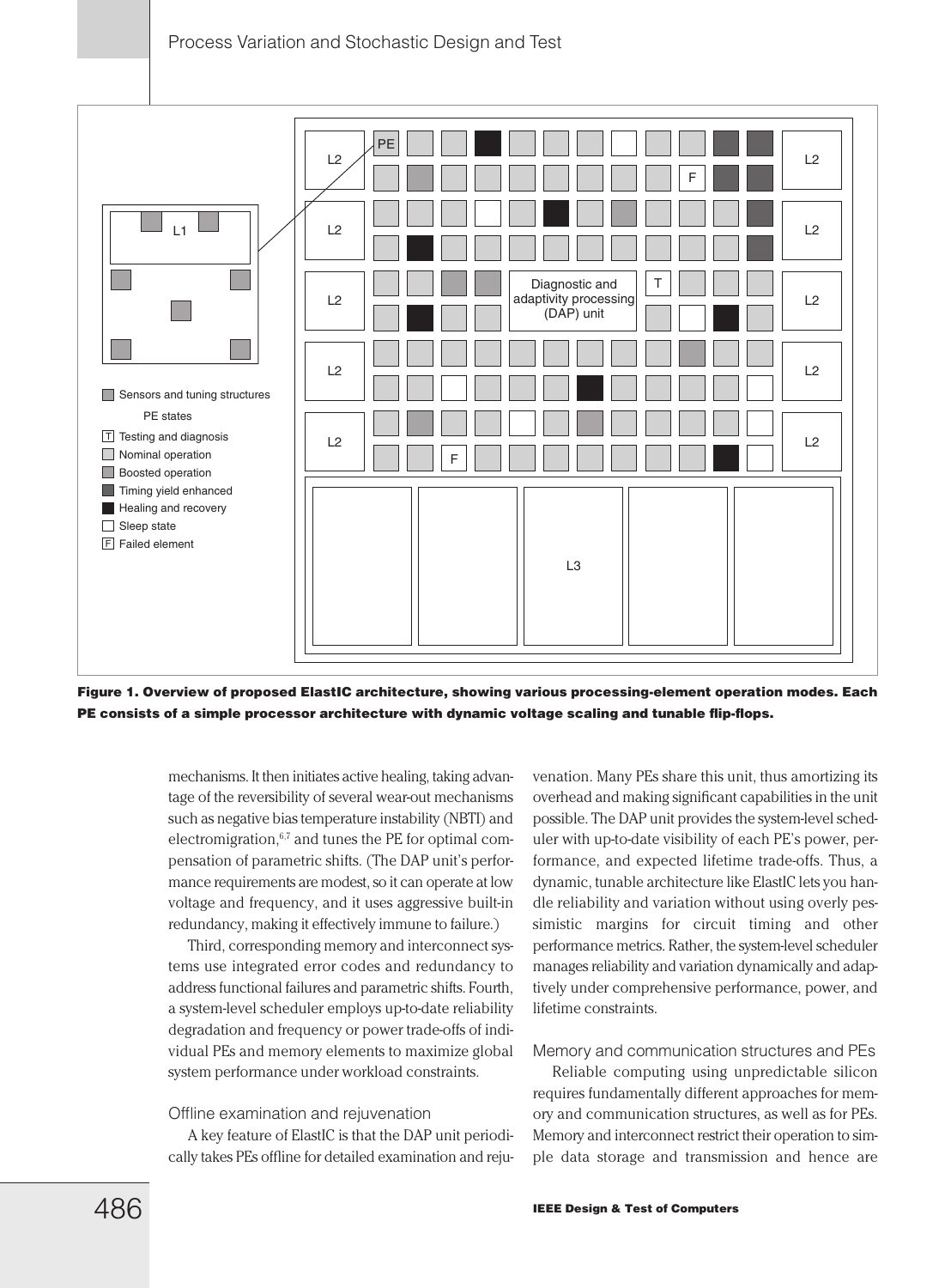**Figure 1. Overview of proposed ElastIC architecture, showing various processing-element operation modes. Each PE consists of a simple processor architecture with dynamic voltage scaling and tunable flip-flops.**

mechanisms. It then initiates active healing, taking advantage of the reversibility of several wear-out mechanisms such as negative bias temperature instability (NBTI) and electromigration,[6,7] and tunes the PE for optimal compensation of parametric shifts. (The DAP unit's performance requirements are modest, so it can operate at low voltage and frequency, and it uses aggressive built-in redundancy, making it effectively immune to failure.)

Third, corresponding memory and interconnect systems use integrated error codes and redundancy to address functional failures and parametric shifts. Fourth, a system-level scheduler employs up-to-date reliability degradation and frequency or power trade-offs of individual PEs and memory elements to maximize global system performance under workload constraints.

### Offline examination and rejuvenation

A key feature of ElastIC is that the DAP unit periodically takes PEs offline for detailed examination and rejuvenation. Many PEs share this unit, thus amortizing its overhead and making significant capabilities in the unit possible. The DAP unit provides the system-level scheduler with up-to-date visibility of each PE's power, performance, and expected lifetime trade-offs. Thus, a dynamic, tunable architecture like ElastIC lets you handle reliability and variation without using overly pessimistic margins for circuit timing and other performance metrics. Rather, the system-level scheduler manages reliability and variation dynamically and adaptively under comprehensive performance, power, and lifetime constraints.

### Memory and communication structures and PEs

Reliable computing using unpredictable silicon requires fundamentally different approaches for memory and communication structures, as well as for PEs. Memory and interconnect restrict their operation to simple data storage and transmission and hence are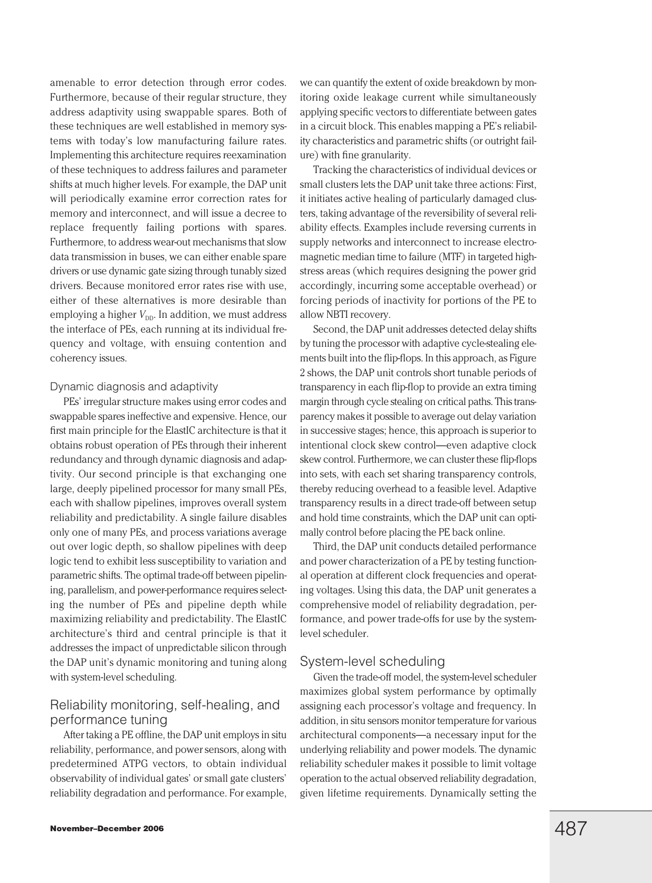amenable to error detection through error codes. Furthermore, because of their regular structure, they address adaptivity using swappable spares. Both of these techniques are well established in memory systems with today's low manufacturing failure rates. Implementing this architecture requires reexamination of these techniques to address failures and parameter shifts at much higher levels. For example, the DAP unit will periodically examine error correction rates for memory and interconnect, and will issue a decree to replace frequently failing portions with spares. Furthermore, to address wear-out mechanisms that slow data transmission in buses, we can either enable spare drivers or use dynamic gate sizing through tunably sized drivers. Because monitored error rates rise with use, either of these alternatives is more desirable than employing a higher $V_{DD}$. In addition, we must address the interface of PEs, each running at its individual frequency and voltage, with ensuing contention and coherency issues.

### Dynamic diagnosis and adaptivity

PEs' irregular structure makes using error codes and swappable spares ineffective and expensive. Hence, our first main principle for the ElastIC architecture is that it obtains robust operation of PEs through their inherent redundancy and through dynamic diagnosis and adaptivity. Our second principle is that exchanging one large, deeply pipelined processor for many small PEs, each with shallow pipelines, improves overall system reliability and predictability. A single failure disables only one of many PEs, and process variations average out over logic depth, so shallow pipelines with deep logic tend to exhibit less susceptibility to variation and parametric shifts. The optimal trade-off between pipelining, parallelism, and power-performance requires selecting the number of PEs and pipeline depth while maximizing reliability and predictability. The ElastIC architecture's third and central principle is that it addresses the impact of unpredictable silicon through the DAP unit's dynamic monitoring and tuning along with system-level scheduling.

## Reliability monitoring, self-healing, and performance tuning

After taking a PE offline, the DAP unit employs in situ reliability, performance, and power sensors, along with predetermined ATPG vectors, to obtain individual observability of individual gates' or small gate clusters' reliability degradation and performance. For example, we can quantify the extent of oxide breakdown by monitoring oxide leakage current while simultaneously applying specific vectors to differentiate between gates in a circuit block. This enables mapping a PE's reliability characteristics and parametric shifts (or outright failure) with fine granularity.

Tracking the characteristics of individual devices or small clusters lets the DAP unit take three actions: First, it initiates active healing of particularly damaged clusters, taking advantage of the reversibility of several reliability effects. Examples include reversing currents in supply networks and interconnect to increase electromagnetic median time to failure (MTF) in targeted high-stress areas (which requires designing the power grid accordingly, incurring some acceptable overhead) or forcing periods of inactivity for portions of the PE to allow NBTI recovery.

Second, the DAP unit addresses detected delay shifts by tuning the processor with adaptive cycle-stealing elements built into the flip-flops. In this approach, as Figure 2 shows, the DAP unit controls short tunable periods of transparency in each flip-flop to provide an extra timing margin through cycle stealing on critical paths. This transparency makes it possible to average out delay variation in successive stages; hence, this approach is superior to intentional clock skew control—even adaptive clock skew control. Furthermore, we can cluster these flip-flops into sets, with each set sharing transparency controls, thereby reducing overhead to a feasible level. Adaptive transparency results in a direct trade-off between setup and hold time constraints, which the DAP unit can optimally control before placing the PE back online.

Third, the DAP unit conducts detailed performance and power characterization of a PE by testing functional operation at different clock frequencies and operating voltages. Using this data, the DAP unit generates a comprehensive model of reliability degradation, performance, and power trade-offs for use by the system-level scheduler.

## System-level scheduling

Given the trade-off model, the system-level scheduler maximizes global system performance by optimally assigning each processor's voltage and frequency. In addition, in situ sensors monitor temperature for various architectural components—a necessary input for the underlying reliability and power models. The dynamic reliability scheduler makes it possible to limit voltage operation to the actual observed reliability degradation, given lifetime requirements. Dynamically setting the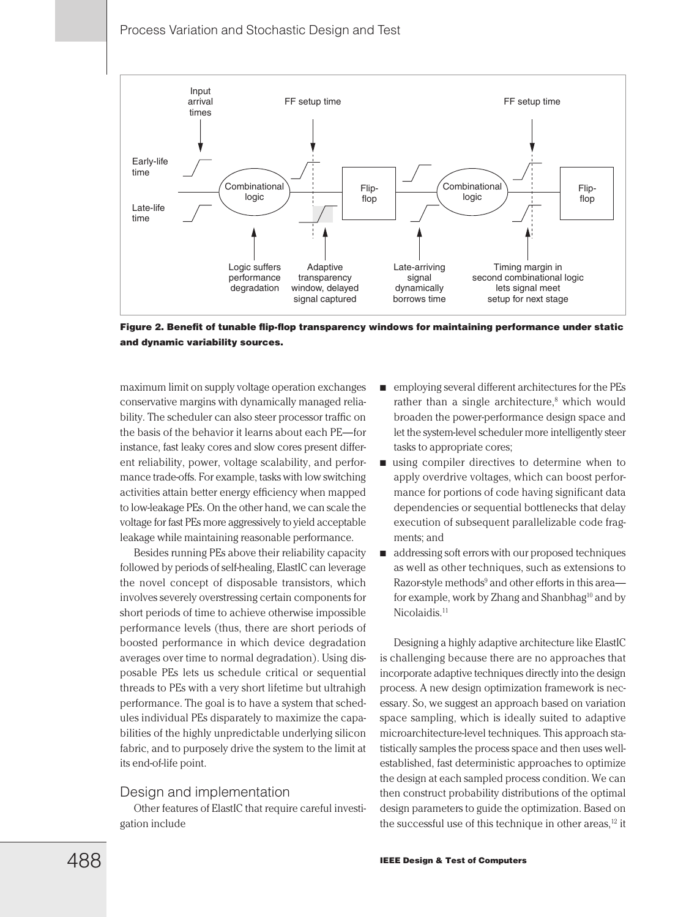Figure 2. Benefit of tunable flip-flop transparency windows for maintaining performance under static and dynamic variability sources.

maximum limit on supply voltage operation exchanges conservative margins with dynamically managed reliability. The scheduler can also steer processor traffic on the basis of the behavior it learns about each PE—for instance, fast leaky cores and slow cores present different reliability, power, voltage scalability, and performance trade-offs. For example, tasks with low switching activities attain better energy efficiency when mapped to low-leakage PEs. On the other hand, we can scale the voltage for fast PEs more aggressively to yield acceptable leakage while maintaining reasonable performance.

Besides running PEs above their reliability capacity followed by periods of self-healing, ElastIC can leverage the novel concept of disposable transistors, which involves severely overstressing certain components for short periods of time to achieve otherwise impossible performance levels (thus, there are short periods of boosted performance in which device degradation averages over time to normal degradation). Using disposable PEs lets us schedule critical or sequential threads to PEs with a very short lifetime but ultrahigh performance. The goal is to have a system that schedules individual PEs disparately to maximize the capabilities of the highly unpredictable underlying silicon fabric, and to purposely drive the system to the limit at its end-of-life point.

## Design and implementation

Other features of ElastIC that require careful investigation include

- employing several different architectures for the PEs rather than a single architecture,[8] which would broaden the power-performance design space and let the system-level scheduler more intelligently steer tasks to appropriate cores;
- using compiler directives to determine when to apply overdrive voltages, which can boost performance for portions of code having significant data dependencies or sequential bottlenecks that delay execution of subsequent parallelizable code fragments; and
- addressing soft errors with our proposed techniques as well as other techniques, such as extensions to Razor-style methods[9] and other efforts in this area—for example, work by Zhang and Shanbhag[10] and by Nicolaidis.[11]

Designing a highly adaptive architecture like ElastIC is challenging because there are no approaches that incorporate adaptive techniques directly into the design process. A new design optimization framework is necessary. So, we suggest an approach based on variation space sampling, which is ideally suited to adaptive microarchitecture-level techniques. This approach statistically samples the process space and then uses well-established, fast deterministic approaches to optimize the design at each sampled process condition. We can then construct probability distributions of the optimal design parameters to guide the optimization. Based on the successful use of this technique in other areas,[12] it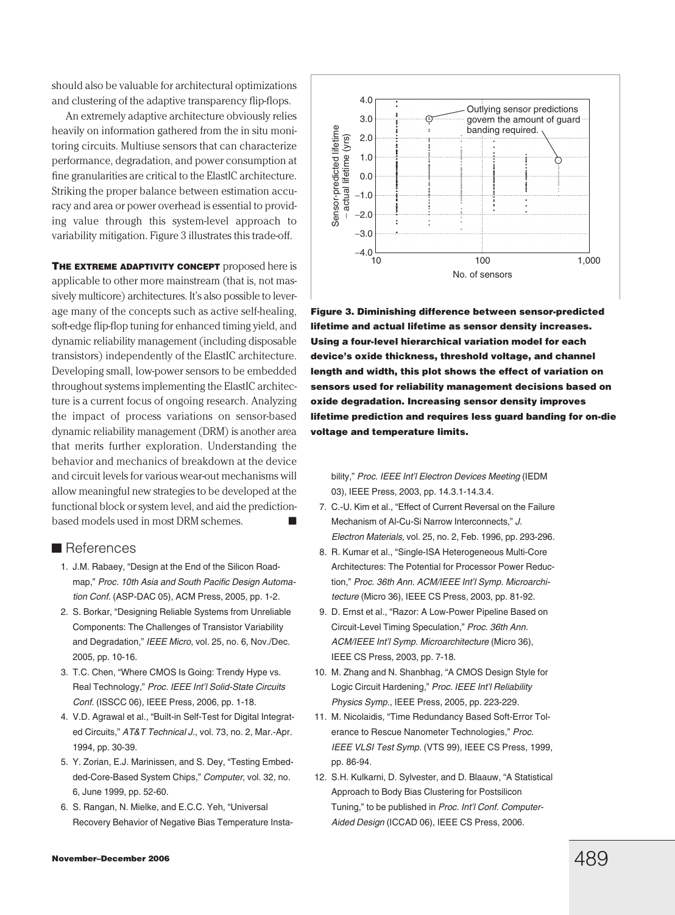should also be valuable for architectural optimizations and clustering of the adaptive transparency flip-flops.

An extremely adaptive architecture obviously relies heavily on information gathered from the in situ monitoring circuits. Multiuse sensors that can characterize performance, degradation, and power consumption at fine granularities are critical to the ElastIC architecture. Striking the proper balance between estimation accuracy and area or power overhead is essential to providing value through this system-level approach to variability mitigation. Figure 3 illustrates this trade-off.

**THE EXTREME ADAPTIVITY CONCEPT** proposed here is applicable to other more mainstream (that is, not massively multicore) architectures. It's also possible to leverage many of the concepts such as active self-healing, soft-edge flip-flop tuning for enhanced timing yield, and dynamic reliability management (including disposable transistors) independently of the ElastIC architecture. Developing small, low-power sensors to be embedded throughout systems implementing the ElastIC architecture is a current focus of ongoing research. Analyzing the impact of process variations on sensor-based dynamic reliability management (DRM) is another area that merits further exploration. Understanding the behavior and mechanics of breakdown at the device and circuit levels for various wear-out mechanisms will allow meaningful new strategies to be developed at the functional block or system level, and aid the prediction-based models used in most DRM schemes. ■

**Figure 3. Diminishing difference between sensor-predicted lifetime and actual lifetime as sensor density increases. Using a four-level hierarchical variation model for each device's oxide thickness, threshold voltage, and channel length and width, this plot shows the effect of variation on sensors used for reliability management decisions based on oxide degradation. Increasing sensor density improves lifetime prediction and requires less guard banding for on-die voltage and temperature limits.**

## References

1. J.M. Rabaey, "Design at the End of the Silicon Roadmap," *Proc. 10th Asia and South Pacific Design Automation Conf.* (ASP-DAC 05), ACM Press, 2005, pp. 1-2.
2. S. Borkar, "Designing Reliable Systems from Unreliable Components: The Challenges of Transistor Variability and Degradation," *IEEE Micro*, vol. 25, no. 6, Nov./Dec. 2005, pp. 10-16.
3. T.C. Chen, "Where CMOS Is Going: Trendy Hype vs. Real Technology," *Proc. IEEE Int'l Solid-State Circuits Conf.* (ISSCC 06), IEEE Press, 2006, pp. 1-18.
4. V.D. Agrawal et al., "Built-in Self-Test for Digital Integrated Circuits," *AT&T Technical J.*, vol. 73, no. 2, Mar.-Apr. 1994, pp. 30-39.
5. Y. Zorian, E.J. Marinissen, and S. Dey, "Testing Embedded-Core-Based System Chips," *Computer*, vol. 32, no. 6, June 1999, pp. 52-60.
6. S. Rangan, N. Mielke, and E.C.C. Yeh, "Universal Recovery Behavior of Negative Bias Temperature Instability," *Proc. IEEE Int'l Electron Devices Meeting* (IEDM 03), IEEE Press, 2003, pp. 14.3.1-14.3.4.
7. C.-U. Kim et al., "Effect of Current Reversal on the Failure Mechanism of Al-Cu-Si Narrow Interconnects," *J. Electron Materials*, vol. 25, no. 2, Feb. 1996, pp. 293-296.
8. R. Kumar et al., "Single-ISA Heterogeneous Multi-Core Architectures: The Potential for Processor Power Reduction," *Proc. 36th Ann. ACM/IEEE Int'l Symp. Microarchitecture* (Micro 36), IEEE CS Press, 2003, pp. 81-92.
9. D. Ernst et al., "Razor: A Low-Power Pipeline Based on Circuit-Level Timing Speculation," *Proc. 36th Ann. ACM/IEEE Int'l Symp. Microarchitecture* (Micro 36), IEEE CS Press, 2003, pp. 7-18.
10. M. Zhang and N. Shanbhag, "A CMOS Design Style for Logic Circuit Hardening," *Proc. IEEE Int'l Reliability Physics Symp.*, IEEE Press, 2005, pp. 223-229.
11. M. Nicolaidis, "Time Redundancy Based Soft-Error Tolerance to Rescue Nanometer Technologies," *Proc. IEEE VLSI Test Symp.* (VTS 99), IEEE CS Press, 1999, pp. 86-94.
12. S.H. Kulkarni, D. Sylvester, and D. Blaauw, "A Statistical Approach to Body Bias Clustering for Postsilicon Tuning," to be published in *Proc. Int'l Conf. Computer-Aided Design* (ICCAD 06), IEEE CS Press, 2006.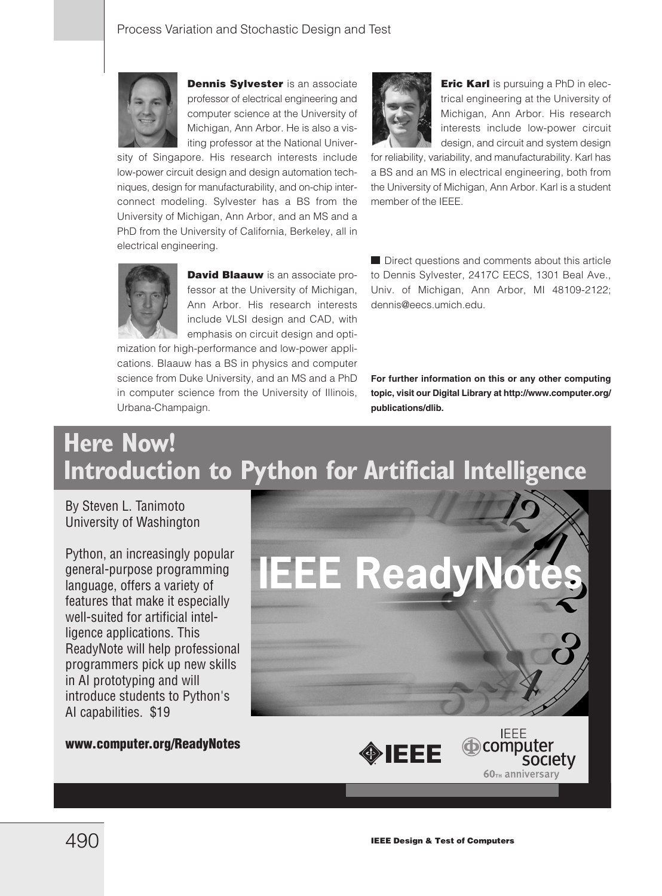**Dennis Sylvester** is an associate professor of electrical engineering and computer science at the University of Michigan, Ann Arbor. He is also a visiting professor at the National University of Singapore. His research interests include low-power circuit design and design automation techniques, design for manufacturability, and on-chip interconnect modeling. Sylvester has a BS from the University of Michigan, Ann Arbor, and an MS and a PhD from the University of California, Berkeley, all in electrical engineering.

**David Blaauw** is an associate professor at the University of Michigan, Ann Arbor. His research interests include VLSI design and CAD, with emphasis on circuit design and optimization for high-performance and low-power applications. Blaauw has a BS in physics and computer science from Duke University, and an MS and a PhD in computer science from the University of Illinois, Urbana-Champaign.

**Eric Karl** is pursuing a PhD in electrical engineering at the University of Michigan, Ann Arbor. His research interests include low-power circuit design, and circuit and system design for reliability, variability, and manufacturability. Karl has a BS and an MS in electrical engineering, both from the University of Michigan, Ann Arbor. Karl is a student member of the IEEE.

Direct questions and comments about this article to Dennis Sylvester, 2417C EECS, 1301 Beal Ave., Univ. of Michigan, Ann Arbor, MI 48109-2122; dennis@eecs.umich.edu.

**For further information on this or any other computing topic, visit our Digital Library at http://www.computer.org/publications/dlib.**

# Here Now! Introduction to Python for Artificial Intelligence

By Steven L. Tanimoto
University of Washington

Python, an increasingly popular general-purpose programming language, offers a variety of features that make it especially well-suited for artificial intelligence applications. This ReadyNote will help professional programmers pick up new skills in AI prototyping and will introduce students to Python's AI capabilities. $19

IEEE ReadyNotes

**www.computer.org/ReadyNotes**

IEEE

IEEE computer society 60th anniversary